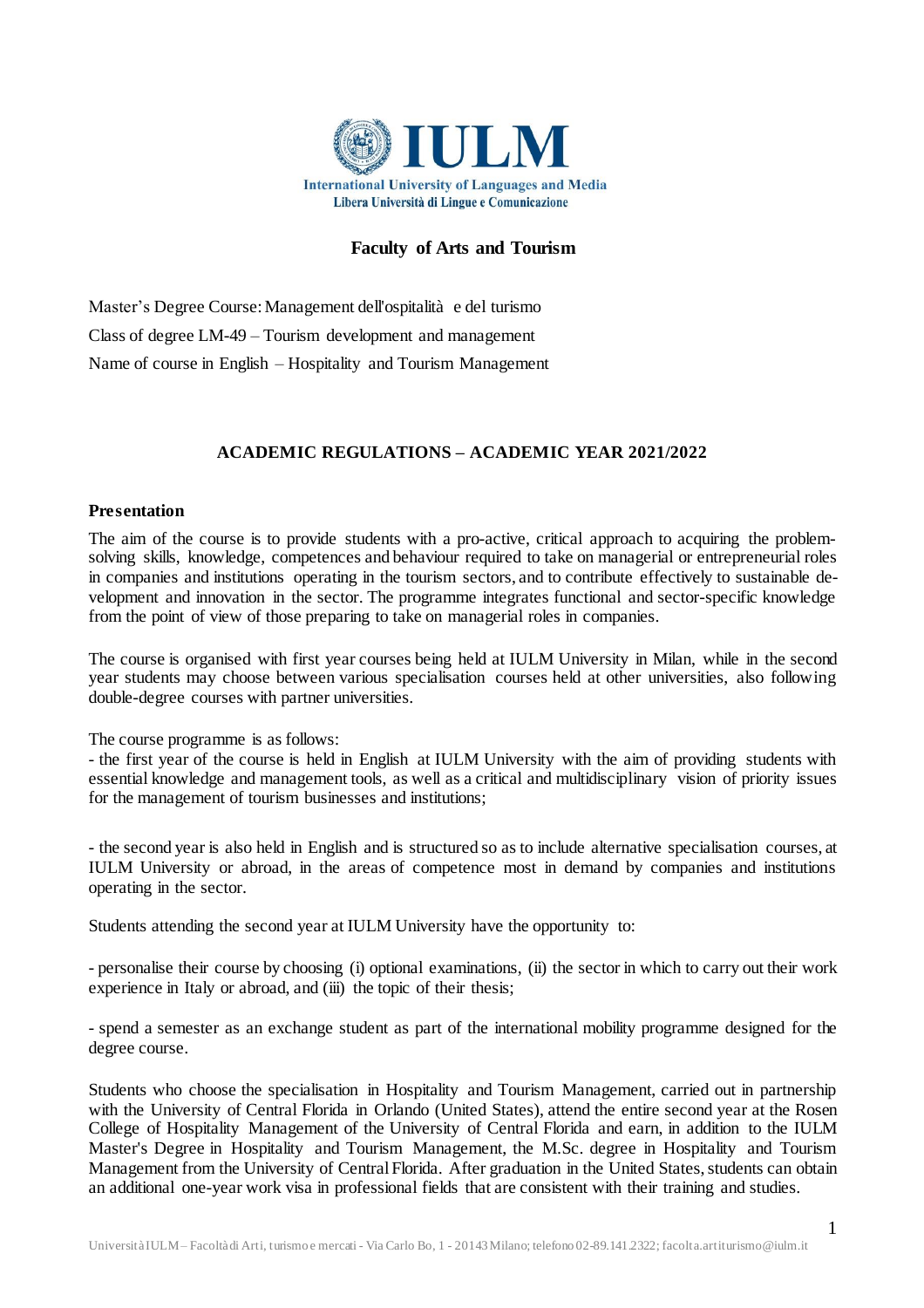**IULM**

International University of Languages and Media

Libera Università di Lingue e Comunicazione

## Faculty of Arts and Tourism

Master's Degree Course: Management dell'ospitalità e del turismo

Class of degree LM-49 – Tourism development and management

Name of course in English – Hospitality and Tourism Management

# ACADEMIC REGULATIONS – ACADEMIC YEAR 2021/2022

### Presentation

The aim of the course is to provide students with a pro-active, critical approach to acquiring the problem-solving skills, knowledge, competences and behaviour required to take on managerial or entrepreneurial roles in companies and institutions operating in the tourism sectors, and to contribute effectively to sustainable development and innovation in the sector. The programme integrates functional and sector-specific knowledge from the point of view of those preparing to take on managerial roles in companies.

The course is organised with first year courses being held at IULM University in Milan, while in the second year students may choose between various specialisation courses held at other universities, also following double-degree courses with partner universities.

The course programme is as follows:

- the first year of the course is held in English at IULM University with the aim of providing students with essential knowledge and management tools, as well as a critical and multidisciplinary vision of priority issues for the management of tourism businesses and institutions;

- the second year is also held in English and is structured so as to include alternative specialisation courses, at IULM University or abroad, in the areas of competence most in demand by companies and institutions operating in the sector.

Students attending the second year at IULM University have the opportunity to:

- personalise their course by choosing (i) optional examinations, (ii) the sector in which to carry out their work experience in Italy or abroad, and (iii) the topic of their thesis;

- spend a semester as an exchange student as part of the international mobility programme designed for the degree course.

Students who choose the specialisation in Hospitality and Tourism Management, carried out in partnership with the University of Central Florida in Orlando (United States), attend the entire second year at the Rosen College of Hospitality Management of the University of Central Florida and earn, in addition to the IULM Master's Degree in Hospitality and Tourism Management, the M.Sc. degree in Hospitality and Tourism Management from the University of Central Florida. After graduation in the United States, students can obtain an additional one-year work visa in professional fields that are consistent with their training and studies.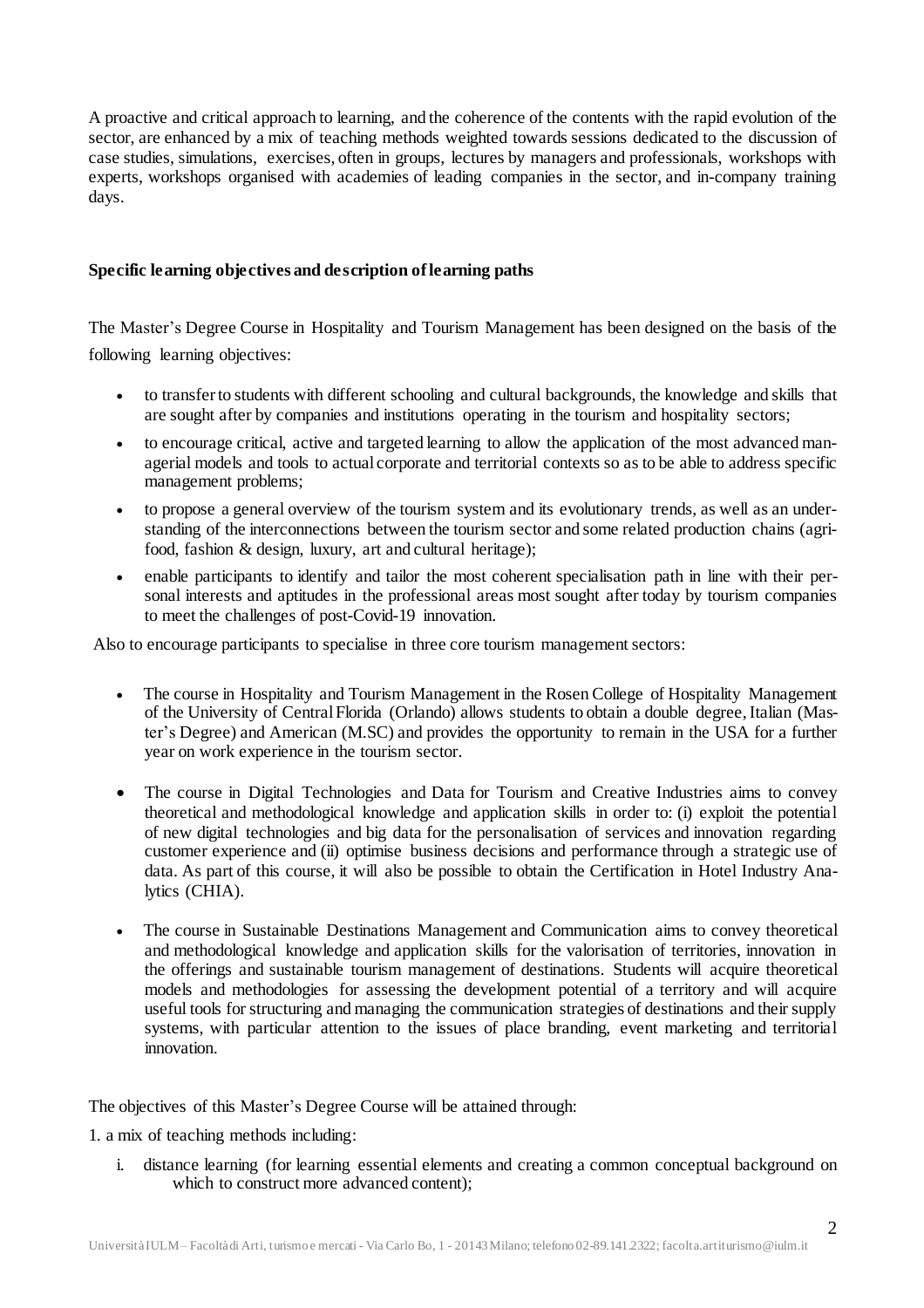A proactive and critical approach to learning, and the coherence of the contents with the rapid evolution of the sector, are enhanced by a mix of teaching methods weighted towards sessions dedicated to the discussion of case studies, simulations, exercises, often in groups, lectures by managers and professionals, workshops with experts, workshops organised with academies of leading companies in the sector, and in-company training days.

**Specific learning objectives and description of learning paths**

The Master's Degree Course in Hospitality and Tourism Management has been designed on the basis of the following learning objectives:

- to transfer to students with different schooling and cultural backgrounds, the knowledge and skills that are sought after by companies and institutions operating in the tourism and hospitality sectors;
- to encourage critical, active and targeted learning to allow the application of the most advanced managerial models and tools to actual corporate and territorial contexts so as to be able to address specific management problems;
- to propose a general overview of the tourism system and its evolutionary trends, as well as an understanding of the interconnections between the tourism sector and some related production chains (agri-food, fashion & design, luxury, art and cultural heritage);
- enable participants to identify and tailor the most coherent specialisation path in line with their personal interests and aptitudes in the professional areas most sought after today by tourism companies to meet the challenges of post-Covid-19 innovation.

Also to encourage participants to specialise in three core tourism management sectors:

- The course in Hospitality and Tourism Management in the Rosen College of Hospitality Management of the University of Central Florida (Orlando) allows students to obtain a double degree, Italian (Master's Degree) and American (M.SC) and provides the opportunity to remain in the USA for a further year on work experience in the tourism sector.
- The course in Digital Technologies and Data for Tourism and Creative Industries aims to convey theoretical and methodological knowledge and application skills in order to: (i) exploit the potential of new digital technologies and big data for the personalisation of services and innovation regarding customer experience and (ii) optimise business decisions and performance through a strategic use of data. As part of this course, it will also be possible to obtain the Certification in Hotel Industry Analytics (CHIA).
- The course in Sustainable Destinations Management and Communication aims to convey theoretical and methodological knowledge and application skills for the valorisation of territories, innovation in the offerings and sustainable tourism management of destinations. Students will acquire theoretical models and methodologies for assessing the development potential of a territory and will acquire useful tools for structuring and managing the communication strategies of destinations and their supply systems, with particular attention to the issues of place branding, event marketing and territorial innovation.

The objectives of this Master's Degree Course will be attained through:

1. a mix of teaching methods including:

   i. distance learning (for learning essential elements and creating a common conceptual background on which to construct more advanced content);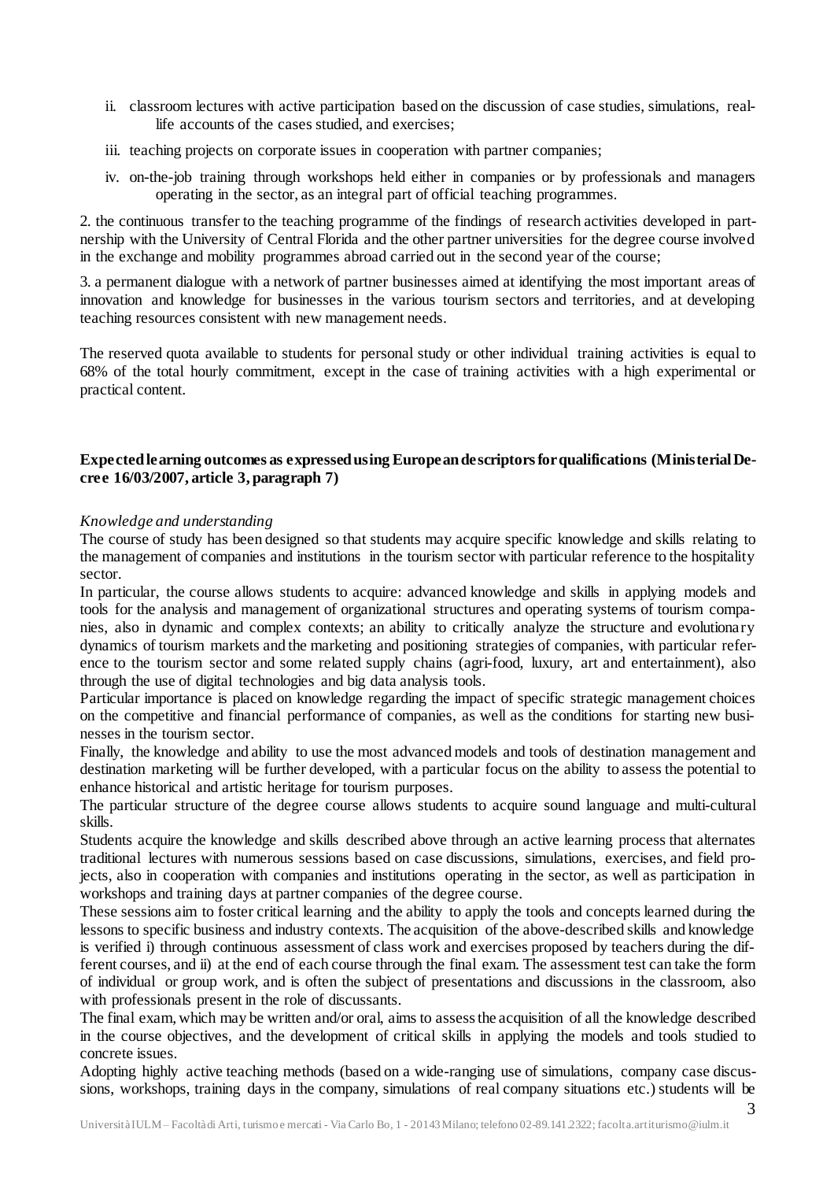ii. classroom lectures with active participation based on the discussion of case studies, simulations, real-life accounts of the cases studied, and exercises;

iii. teaching projects on corporate issues in cooperation with partner companies;

iv. on-the-job training through workshops held either in companies or by professionals and managers operating in the sector, as an integral part of official teaching programmes.

2. the continuous transfer to the teaching programme of the findings of research activities developed in partnership with the University of Central Florida and the other partner universities for the degree course involved in the exchange and mobility programmes abroad carried out in the second year of the course;

3. a permanent dialogue with a network of partner businesses aimed at identifying the most important areas of innovation and knowledge for businesses in the various tourism sectors and territories, and at developing teaching resources consistent with new management needs.

The reserved quota available to students for personal study or other individual training activities is equal to 68% of the total hourly commitment, except in the case of training activities with a high experimental or practical content.

**Expected learning outcomes as expressed using European descriptors for qualifications (Ministerial Decree 16/03/2007, article 3, paragraph 7)**

*Knowledge and understanding*

The course of study has been designed so that students may acquire specific knowledge and skills relating to the management of companies and institutions in the tourism sector with particular reference to the hospitality sector.

In particular, the course allows students to acquire: advanced knowledge and skills in applying models and tools for the analysis and management of organizational structures and operating systems of tourism companies, also in dynamic and complex contexts; an ability to critically analyze the structure and evolutionary dynamics of tourism markets and the marketing and positioning strategies of companies, with particular reference to the tourism sector and some related supply chains (agri-food, luxury, art and entertainment), also through the use of digital technologies and big data analysis tools.

Particular importance is placed on knowledge regarding the impact of specific strategic management choices on the competitive and financial performance of companies, as well as the conditions for starting new businesses in the tourism sector.

Finally, the knowledge and ability to use the most advanced models and tools of destination management and destination marketing will be further developed, with a particular focus on the ability to assess the potential to enhance historical and artistic heritage for tourism purposes.

The particular structure of the degree course allows students to acquire sound language and multi-cultural skills.

Students acquire the knowledge and skills described above through an active learning process that alternates traditional lectures with numerous sessions based on case discussions, simulations, exercises, and field projects, also in cooperation with companies and institutions operating in the sector, as well as participation in workshops and training days at partner companies of the degree course.

These sessions aim to foster critical learning and the ability to apply the tools and concepts learned during the lessons to specific business and industry contexts. The acquisition of the above-described skills and knowledge is verified i) through continuous assessment of class work and exercises proposed by teachers during the different courses, and ii) at the end of each course through the final exam. The assessment test can take the form of individual or group work, and is often the subject of presentations and discussions in the classroom, also with professionals present in the role of discussants.

The final exam, which may be written and/or oral, aims to assess the acquisition of all the knowledge described in the course objectives, and the development of critical skills in applying the models and tools studied to concrete issues.

Adopting highly active teaching methods (based on a wide-ranging use of simulations, company case discussions, workshops, training days in the company, simulations of real company situations etc.) students will be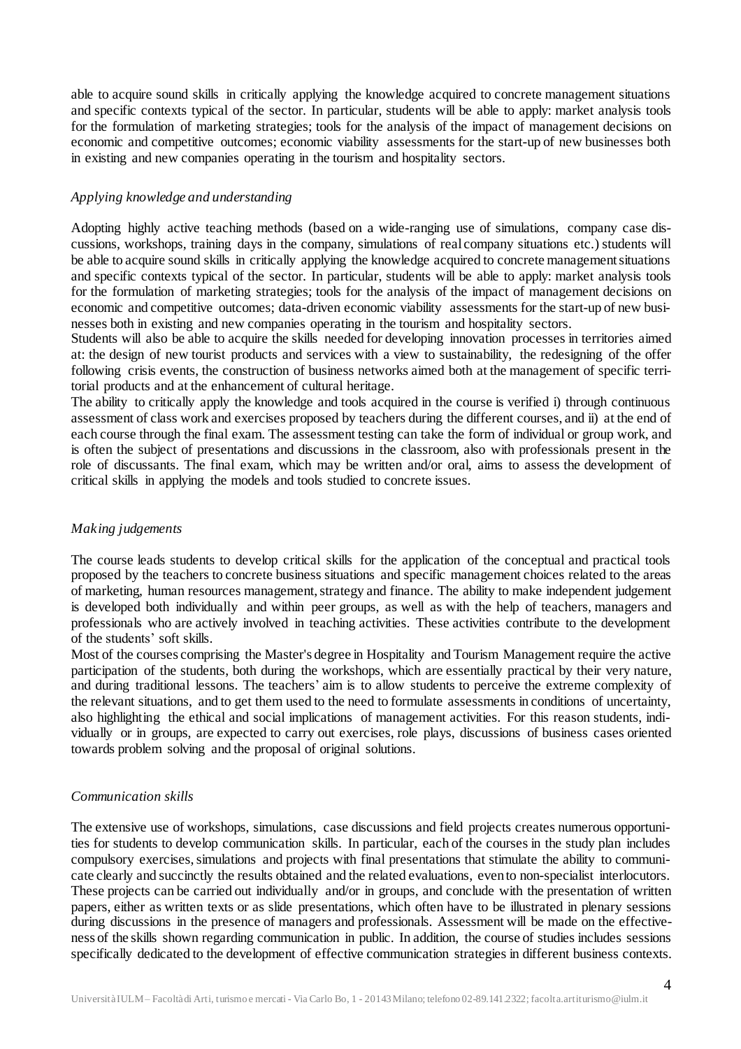able to acquire sound skills in critically applying the knowledge acquired to concrete management situations and specific contexts typical of the sector. In particular, students will be able to apply: market analysis tools for the formulation of marketing strategies; tools for the analysis of the impact of management decisions on economic and competitive outcomes; economic viability assessments for the start-up of new businesses both in existing and new companies operating in the tourism and hospitality sectors.

*Applying knowledge and understanding*

Adopting highly active teaching methods (based on a wide-ranging use of simulations, company case discussions, workshops, training days in the company, simulations of real company situations etc.) students will be able to acquire sound skills in critically applying the knowledge acquired to concrete management situations and specific contexts typical of the sector. In particular, students will be able to apply: market analysis tools for the formulation of marketing strategies; tools for the analysis of the impact of management decisions on economic and competitive outcomes; data-driven economic viability assessments for the start-up of new businesses both in existing and new companies operating in the tourism and hospitality sectors.
Students will also be able to acquire the skills needed for developing innovation processes in territories aimed at: the design of new tourist products and services with a view to sustainability, the redesigning of the offer following crisis events, the construction of business networks aimed both at the management of specific territorial products and at the enhancement of cultural heritage.
The ability to critically apply the knowledge and tools acquired in the course is verified i) through continuous assessment of class work and exercises proposed by teachers during the different courses, and ii) at the end of each course through the final exam. The assessment testing can take the form of individual or group work, and is often the subject of presentations and discussions in the classroom, also with professionals present in the role of discussants. The final exam, which may be written and/or oral, aims to assess the development of critical skills in applying the models and tools studied to concrete issues.

*Making judgements*

The course leads students to develop critical skills for the application of the conceptual and practical tools proposed by the teachers to concrete business situations and specific management choices related to the areas of marketing, human resources management, strategy and finance. The ability to make independent judgement is developed both individually and within peer groups, as well as with the help of teachers, managers and professionals who are actively involved in teaching activities. These activities contribute to the development of the students' soft skills.
Most of the courses comprising the Master's degree in Hospitality and Tourism Management require the active participation of the students, both during the workshops, which are essentially practical by their very nature, and during traditional lessons. The teachers' aim is to allow students to perceive the extreme complexity of the relevant situations, and to get them used to the need to formulate assessments in conditions of uncertainty, also highlighting the ethical and social implications of management activities. For this reason students, individually or in groups, are expected to carry out exercises, role plays, discussions of business cases oriented towards problem solving and the proposal of original solutions.

*Communication skills*

The extensive use of workshops, simulations, case discussions and field projects creates numerous opportunities for students to develop communication skills. In particular, each of the courses in the study plan includes compulsory exercises, simulations and projects with final presentations that stimulate the ability to communicate clearly and succinctly the results obtained and the related evaluations, even to non-specialist interlocutors. These projects can be carried out individually and/or in groups, and conclude with the presentation of written papers, either as written texts or as slide presentations, which often have to be illustrated in plenary sessions during discussions in the presence of managers and professionals. Assessment will be made on the effectiveness of the skills shown regarding communication in public. In addition, the course of studies includes sessions specifically dedicated to the development of effective communication strategies in different business contexts.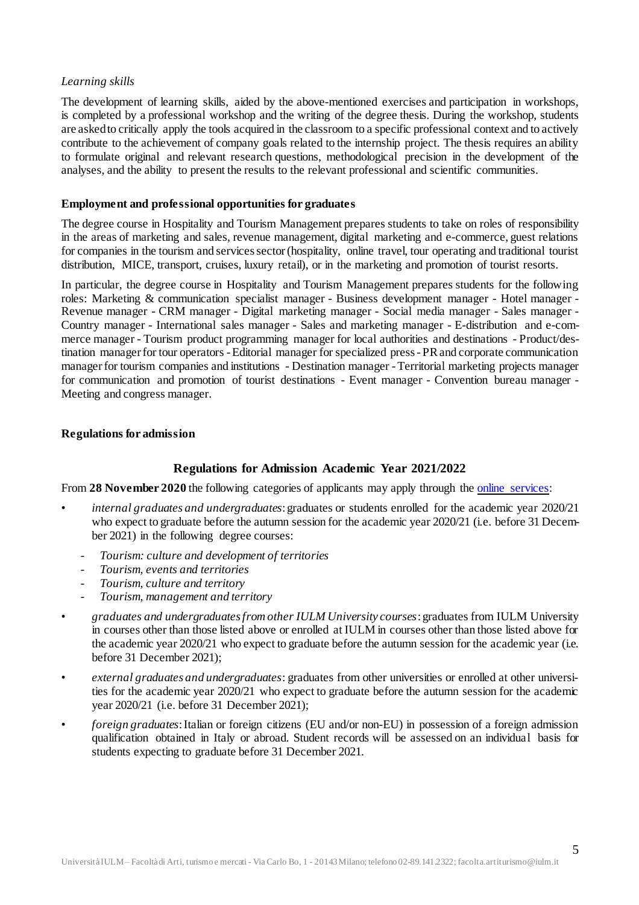*Learning skills*

The development of learning skills, aided by the above-mentioned exercises and participation in workshops, is completed by a professional workshop and the writing of the degree thesis. During the workshop, students are asked to critically apply the tools acquired in the classroom to a specific professional context and to actively contribute to the achievement of company goals related to the internship project. The thesis requires an ability to formulate original and relevant research questions, methodological precision in the development of the analyses, and the ability to present the results to the relevant professional and scientific communities.

**Employment and professional opportunities for graduates**

The degree course in Hospitality and Tourism Management prepares students to take on roles of responsibility in the areas of marketing and sales, revenue management, digital marketing and e-commerce, guest relations for companies in the tourism and services sector (hospitality, online travel, tour operating and traditional tourist distribution, MICE, transport, cruises, luxury retail), or in the marketing and promotion of tourist resorts.

In particular, the degree course in Hospitality and Tourism Management prepares students for the following roles: Marketing & communication specialist manager - Business development manager - Hotel manager - Revenue manager - CRM manager - Digital marketing manager - Social media manager - Sales manager - Country manager - International sales manager - Sales and marketing manager - E-distribution and e-commerce manager - Tourism product programming manager for local authorities and destinations - Product/destination manager for tour operators - Editorial manager for specialized press - PR and corporate communication manager for tourism companies and institutions - Destination manager - Territorial marketing projects manager for communication and promotion of tourist destinations - Event manager - Convention bureau manager - Meeting and congress manager.

**Regulations for admission**

## Regulations for Admission Academic Year 2021/2022

From **28 November 2020** the following categories of applicants may apply through the online services:

- *internal graduates and undergraduates*: graduates or students enrolled for the academic year 2020/21 who expect to graduate before the autumn session for the academic year 2020/21 (i.e. before 31 December 2021) in the following degree courses:
  - *Tourism: culture and development of territories*
  - *Tourism, events and territories*
  - *Tourism, culture and territory*
  - *Tourism, management and territory*
- *graduates and undergraduates from other IULM University courses*: graduates from IULM University in courses other than those listed above or enrolled at IULM in courses other than those listed above for the academic year 2020/21 who expect to graduate before the autumn session for the academic year (i.e. before 31 December 2021);
- *external graduates and undergraduates*: graduates from other universities or enrolled at other universities for the academic year 2020/21 who expect to graduate before the autumn session for the academic year 2020/21 (i.e. before 31 December 2021);
- *foreign graduates*: Italian or foreign citizens (EU and/or non-EU) in possession of a foreign admission qualification obtained in Italy or abroad. Student records will be assessed on an individual basis for students expecting to graduate before 31 December 2021.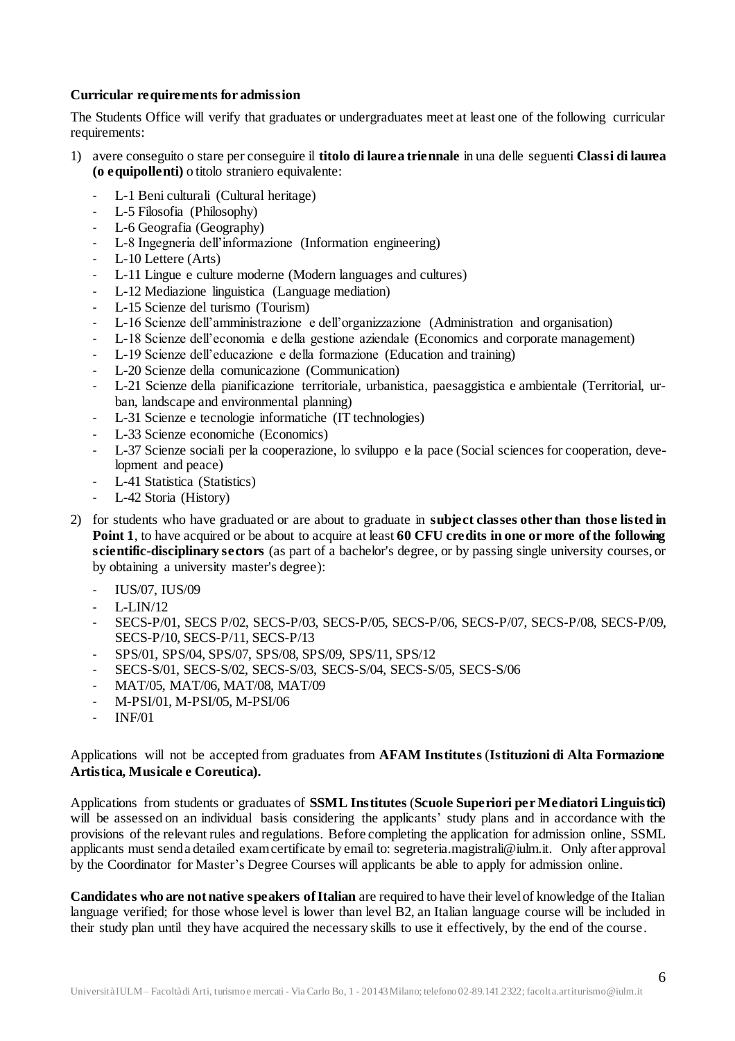**Curricular requirements for admission**

The Students Office will verify that graduates or undergraduates meet at least one of the following curricular requirements:

1) avere conseguito o stare per conseguire il **titolo di laurea triennale** in una delle seguenti **Classi di laurea (o equipollenti)** o titolo straniero equivalente:
   - L-1 Beni culturali (Cultural heritage)
   - L-5 Filosofia (Philosophy)
   - L-6 Geografia (Geography)
   - L-8 Ingegneria dell'informazione (Information engineering)
   - L-10 Lettere (Arts)
   - L-11 Lingue e culture moderne (Modern languages and cultures)
   - L-12 Mediazione linguistica (Language mediation)
   - L-15 Scienze del turismo (Tourism)
   - L-16 Scienze dell'amministrazione e dell'organizzazione (Administration and organisation)
   - L-18 Scienze dell'economia e della gestione aziendale (Economics and corporate management)
   - L-19 Scienze dell'educazione e della formazione (Education and training)
   - L-20 Scienze della comunicazione (Communication)
   - L-21 Scienze della pianificazione territoriale, urbanistica, paesaggistica e ambientale (Territorial, urban, landscape and environmental planning)
   - L-31 Scienze e tecnologie informatiche (IT technologies)
   - L-33 Scienze economiche (Economics)
   - L-37 Scienze sociali per la cooperazione, lo sviluppo e la pace (Social sciences for cooperation, development and peace)
   - L-41 Statistica (Statistics)
   - L-42 Storia (History)

2) for students who have graduated or are about to graduate in **subject classes other than those listed in Point 1**, to have acquired or be about to acquire at least **60 CFU credits in one or more of the following scientific-disciplinary sectors** (as part of a bachelor's degree, or by passing single university courses, or by obtaining a university master's degree):
   - IUS/07, IUS/09
   - L-LIN/12
   - SECS-P/01, SECS P/02, SECS-P/03, SECS-P/05, SECS-P/06, SECS-P/07, SECS-P/08, SECS-P/09, SECS-P/10, SECS-P/11, SECS-P/13
   - SPS/01, SPS/04, SPS/07, SPS/08, SPS/09, SPS/11, SPS/12
   - SECS-S/01, SECS-S/02, SECS-S/03, SECS-S/04, SECS-S/05, SECS-S/06
   - MAT/05, MAT/06, MAT/08, MAT/09
   - M-PSI/01, M-PSI/05, M-PSI/06
   - INF/01

Applications will not be accepted from graduates from **AFAM Institutes** (**Istituzioni di Alta Formazione Artistica, Musicale e Coreutica).**

Applications from students or graduates of **SSML Institutes** (**Scuole Superiori per Mediatori Linguistici)** will be assessed on an individual basis considering the applicants' study plans and in accordance with the provisions of the relevant rules and regulations. Before completing the application for admission online, SSML applicants must send a detailed exam certificate by email to: segreteria.magistrali@iulm.it. Only after approval by the Coordinator for Master's Degree Courses will applicants be able to apply for admission online.

**Candidates who are not native speakers of Italian** are required to have their level of knowledge of the Italian language verified; for those whose level is lower than level B2, an Italian language course will be included in their study plan until they have acquired the necessary skills to use it effectively, by the end of the course.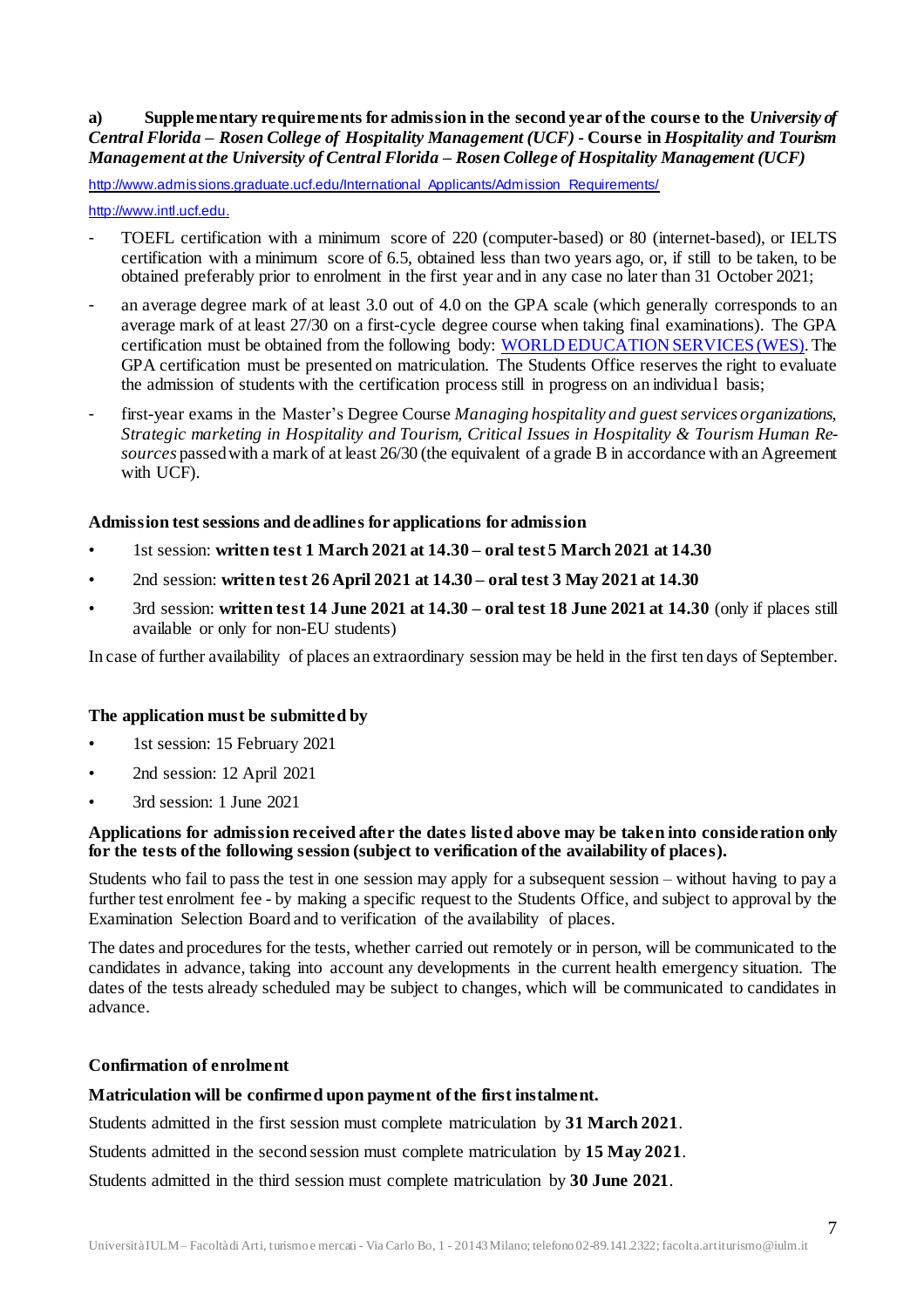**a) Supplementary requirements for admission in the second year of the course to the *University of Central Florida – Rosen College of Hospitality Management (UCF)* - Course in *Hospitality and Tourism Management at the University of Central Florida – Rosen College of Hospitality Management (UCF)***

http://www.admissions.graduate.ucf.edu/International_Applicants/Admission_Requirements/

http://www.intl.ucf.edu.

- TOEFL certification with a minimum score of 220 (computer-based) or 80 (internet-based), or IELTS certification with a minimum score of 6.5, obtained less than two years ago, or, if still to be taken, to be obtained preferably prior to enrolment in the first year and in any case no later than 31 October 2021;
- an average degree mark of at least 3.0 out of 4.0 on the GPA scale (which generally corresponds to an average mark of at least 27/30 on a first-cycle degree course when taking final examinations). The GPA certification must be obtained from the following body: WORLD EDUCATION SERVICES (WES). The GPA certification must be presented on matriculation. The Students Office reserves the right to evaluate the admission of students with the certification process still in progress on an individual basis;
- first-year exams in the Master's Degree Course *Managing hospitality and guest services organizations, Strategic marketing in Hospitality and Tourism, Critical Issues in Hospitality & Tourism Human Resources* passed with a mark of at least 26/30 (the equivalent of a grade B in accordance with an Agreement with UCF).

**Admission test sessions and deadlines for applications for admission**

- 1st session: **written test 1 March 2021 at 14.30 – oral test 5 March 2021 at 14.30**
- 2nd session: **written test 26 April 2021 at 14.30 – oral test 3 May 2021 at 14.30**
- 3rd session: **written test 14 June 2021 at 14.30 – oral test 18 June 2021 at 14.30** (only if places still available or only for non-EU students)

In case of further availability of places an extraordinary session may be held in the first ten days of September.

**The application must be submitted by**

- 1st session: 15 February 2021
- 2nd session: 12 April 2021
- 3rd session: 1 June 2021

**Applications for admission received after the dates listed above may be taken into consideration only for the tests of the following session (subject to verification of the availability of places).**

Students who fail to pass the test in one session may apply for a subsequent session – without having to pay a further test enrolment fee - by making a specific request to the Students Office, and subject to approval by the Examination Selection Board and to verification of the availability of places.

The dates and procedures for the tests, whether carried out remotely or in person, will be communicated to the candidates in advance, taking into account any developments in the current health emergency situation. The dates of the tests already scheduled may be subject to changes, which will be communicated to candidates in advance.

**Confirmation of enrolment**

**Matriculation will be confirmed upon payment of the first instalment.**

Students admitted in the first session must complete matriculation by **31 March 2021**.

Students admitted in the second session must complete matriculation by **15 May 2021**.

Students admitted in the third session must complete matriculation by **30 June 2021**.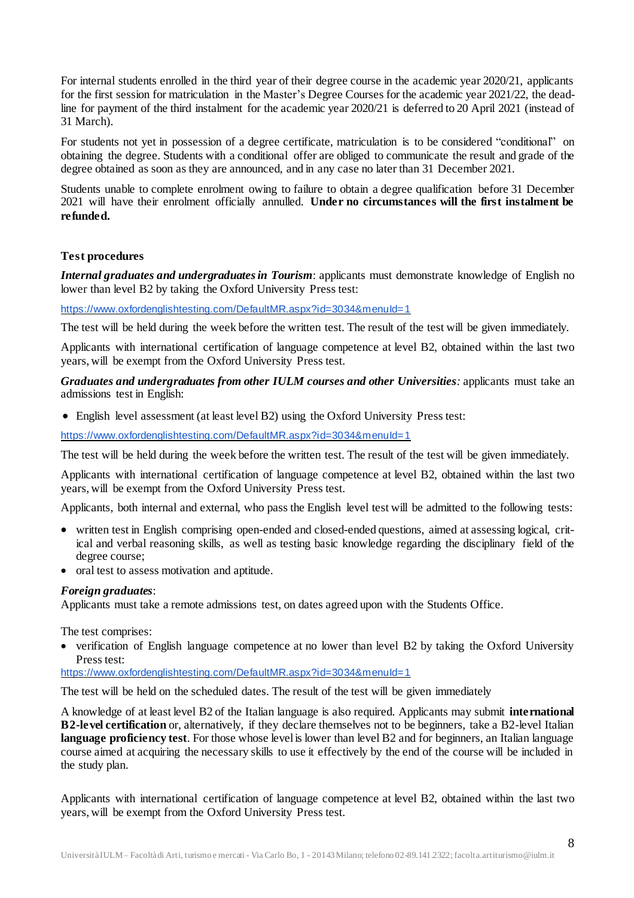For internal students enrolled in the third year of their degree course in the academic year 2020/21, applicants for the first session for matriculation in the Master's Degree Courses for the academic year 2021/22, the deadline for payment of the third instalment for the academic year 2020/21 is deferred to 20 April 2021 (instead of 31 March).

For students not yet in possession of a degree certificate, matriculation is to be considered "conditional" on obtaining the degree. Students with a conditional offer are obliged to communicate the result and grade of the degree obtained as soon as they are announced, and in any case no later than 31 December 2021.

Students unable to complete enrolment owing to failure to obtain a degree qualification before 31 December 2021 will have their enrolment officially annulled. **Under no circumstances will the first instalment be refunded.**

**Test procedures**

***Internal graduates and undergraduates in Tourism***: applicants must demonstrate knowledge of English no lower than level B2 by taking the Oxford University Press test:

https://www.oxfordenglishtesting.com/DefaultMR.aspx?id=3034&menuId=1

The test will be held during the week before the written test. The result of the test will be given immediately.

Applicants with international certification of language competence at level B2, obtained within the last two years, will be exempt from the Oxford University Press test.

***Graduates and undergraduates from other IULM courses and other Universities****:* applicants must take an admissions test in English:

- English level assessment (at least level B2) using the Oxford University Press test:

https://www.oxfordenglishtesting.com/DefaultMR.aspx?id=3034&menuId=1

The test will be held during the week before the written test. The result of the test will be given immediately.

Applicants with international certification of language competence at level B2, obtained within the last two years, will be exempt from the Oxford University Press test.

Applicants, both internal and external, who pass the English level test will be admitted to the following tests:

- written test in English comprising open-ended and closed-ended questions, aimed at assessing logical, critical and verbal reasoning skills, as well as testing basic knowledge regarding the disciplinary field of the degree course;
- oral test to assess motivation and aptitude.

***Foreign graduates***:
Applicants must take a remote admissions test, on dates agreed upon with the Students Office.

The test comprises:

- verification of English language competence at no lower than level B2 by taking the Oxford University Press test:

https://www.oxfordenglishtesting.com/DefaultMR.aspx?id=3034&menuId=1

The test will be held on the scheduled dates. The result of the test will be given immediately

A knowledge of at least level B2 of the Italian language is also required. Applicants may submit **international B2-level certification** or, alternatively, if they declare themselves not to be beginners, take a B2-level Italian **language proficiency test**. For those whose level is lower than level B2 and for beginners, an Italian language course aimed at acquiring the necessary skills to use it effectively by the end of the course will be included in the study plan.

Applicants with international certification of language competence at level B2, obtained within the last two years, will be exempt from the Oxford University Press test.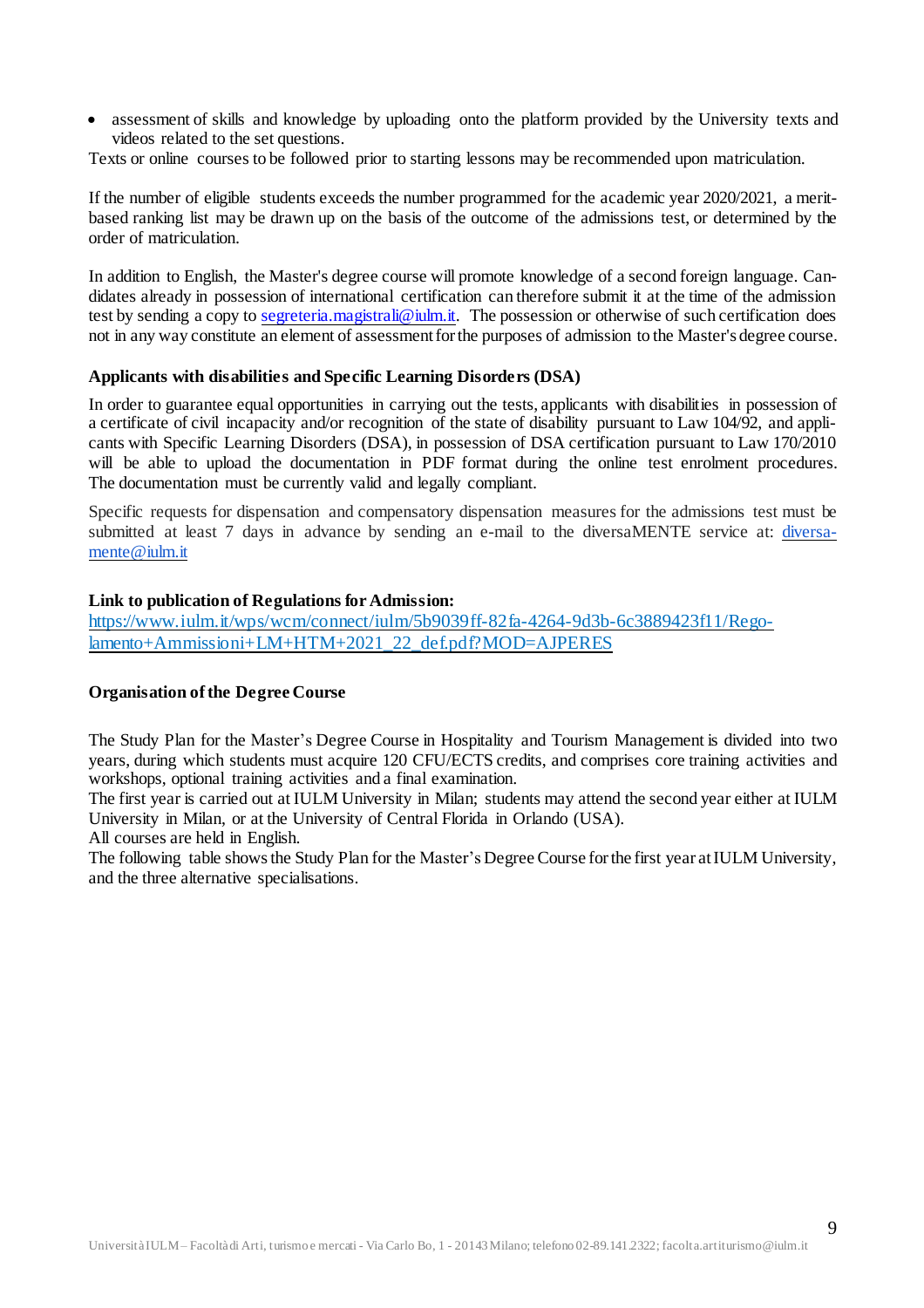- assessment of skills and knowledge by uploading onto the platform provided by the University texts and videos related to the set questions.

Texts or online courses to be followed prior to starting lessons may be recommended upon matriculation.

If the number of eligible students exceeds the number programmed for the academic year 2020/2021, a merit-based ranking list may be drawn up on the basis of the outcome of the admissions test, or determined by the order of matriculation.

In addition to English, the Master's degree course will promote knowledge of a second foreign language. Candidates already in possession of international certification can therefore submit it at the time of the admission test by sending a copy to segreteria.magistrali@iulm.it. The possession or otherwise of such certification does not in any way constitute an element of assessment for the purposes of admission to the Master's degree course.

**Applicants with disabilities and Specific Learning Disorders (DSA)**

In order to guarantee equal opportunities in carrying out the tests, applicants with disabilities in possession of a certificate of civil incapacity and/or recognition of the state of disability pursuant to Law 104/92, and applicants with Specific Learning Disorders (DSA), in possession of DSA certification pursuant to Law 170/2010 will be able to upload the documentation in PDF format during the online test enrolment procedures. The documentation must be currently valid and legally compliant.

Specific requests for dispensation and compensatory dispensation measures for the admissions test must be submitted at least 7 days in advance by sending an e-mail to the diversaMENTE service at: diversamente@iulm.it

**Link to publication of Regulations for Admission:**
https://www.iulm.it/wps/wcm/connect/iulm/5b9039ff-82fa-4264-9d3b-6c3889423f11/Regolamento+Ammissioni+LM+HTM+2021_22_def.pdf?MOD=AJPERES

**Organisation of the Degree Course**

The Study Plan for the Master's Degree Course in Hospitality and Tourism Management is divided into two years, during which students must acquire 120 CFU/ECTS credits, and comprises core training activities and workshops, optional training activities and a final examination.
The first year is carried out at IULM University in Milan; students may attend the second year either at IULM University in Milan, or at the University of Central Florida in Orlando (USA).
All courses are held in English.
The following table shows the Study Plan for the Master's Degree Course for the first year at IULM University, and the three alternative specialisations.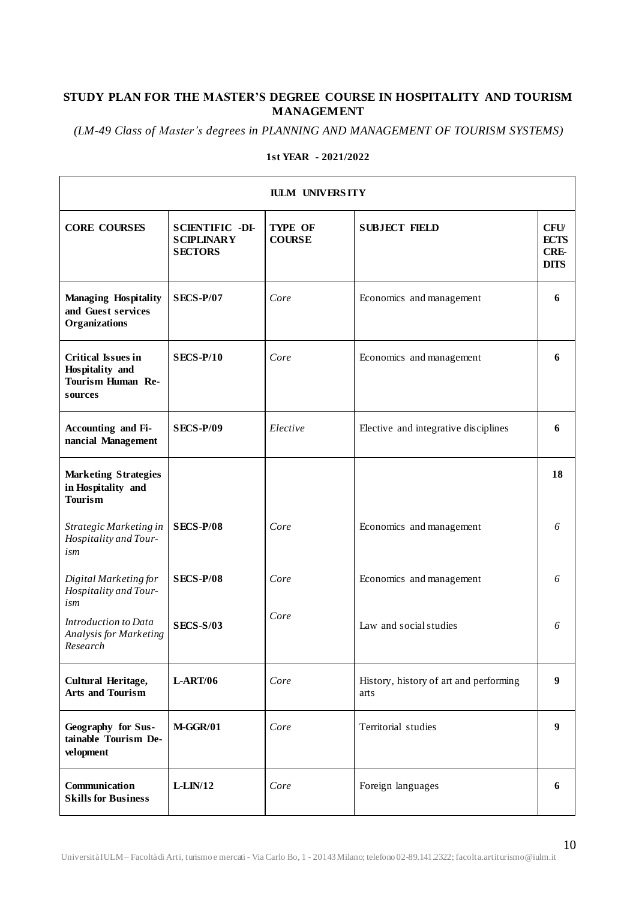**STUDY PLAN FOR THE MASTER'S DEGREE COURSE IN HOSPITALITY AND TOURISM MANAGEMENT**

*(LM-49 Class of Master's degrees in PLANNING AND MANAGEMENT OF TOURISM SYSTEMS)*

**1st YEAR - 2021/2022**

| **IULM UNIVERSITY** | | | | |
|---|---|---|---|---|
| **CORE COURSES** | **SCIENTIFIC -DISCIPLINARY SECTORS** | **TYPE OF COURSE** | **SUBJECT FIELD** | **CFU/ ECTS CREDITS** |
| **Managing Hospitality and Guest services Organizations** | **SECS-P/07** | *Core* | Economics and management | **6** |
| **Critical Issues in Hospitality and Tourism Human Resources** | **SECS-P/10** | *Core* | Economics and management | **6** |
| **Accounting and Financial Management** | **SECS-P/09** | *Elective* | Elective and integrative disciplines | **6** |
| **Marketing Strategies in Hospitality and Tourism** | | | | **18** |
| *Strategic Marketing in Hospitality and Tourism* | **SECS-P/08** | *Core* | Economics and management | *6* |
| *Digital Marketing for Hospitality and Tourism* | **SECS-P/08** | *Core* | Economics and management | *6* |
| *Introduction to Data Analysis for Marketing Research* | **SECS-S/03** | *Core* | Law and social studies | *6* |
| **Cultural Heritage, Arts and Tourism** | **L-ART/06** | *Core* | History, history of art and performing arts | **9** |
| **Geography for Sustainable Tourism Development** | **M-GGR/01** | *Core* | Territorial studies | **9** |
| **Communication Skills for Business** | **L-LIN/12** | *Core* | Foreign languages | **6** |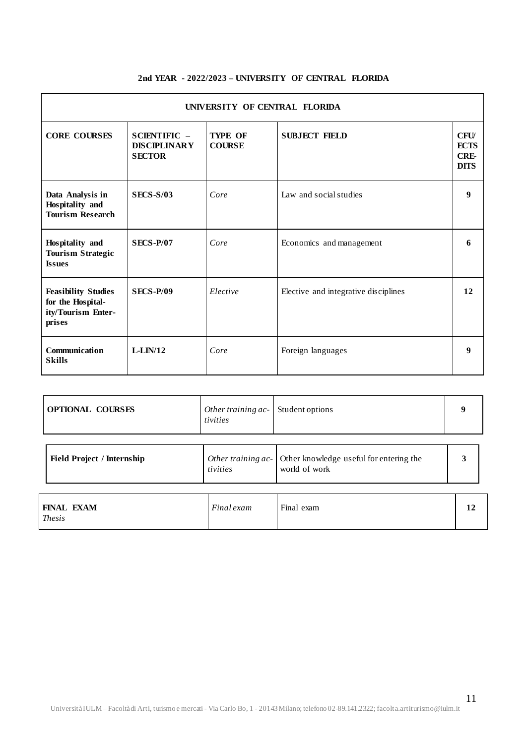**2nd YEAR - 2022/2023 – UNIVERSITY OF CENTRAL FLORIDA**

| UNIVERSITY OF CENTRAL FLORIDA | | | | |
|---|---|---|---|---|
| **CORE COURSES** | **SCIENTIFIC – DISCIPLINARY SECTOR** | **TYPE OF COURSE** | **SUBJECT FIELD** | **CFU/ ECTS CREDITS** |
| **Data Analysis in Hospitality and Tourism Research** | **SECS-S/03** | *Core* | Law and social studies | **9** |
| **Hospitality and Tourism Strategic Issues** | **SECS-P/07** | *Core* | Economics and management | **6** |
| **Feasibility Studies for the Hospitality/Tourism Enterprises** | **SECS-P/09** | *Elective* | Elective and integrative disciplines | **12** |
| **Communication Skills** | **L-LIN/12** | *Core* | Foreign languages | **9** |

| | | | |
|---|---|---|---|
| **OPTIONAL COURSES** | *Other training activities* | Student options | **9** |
| **Field Project / Internship** | *Other training activities* | Other knowledge useful for entering the world of work | **3** |
| **FINAL EXAM** *Thesis* | *Final exam* | Final exam | **12** |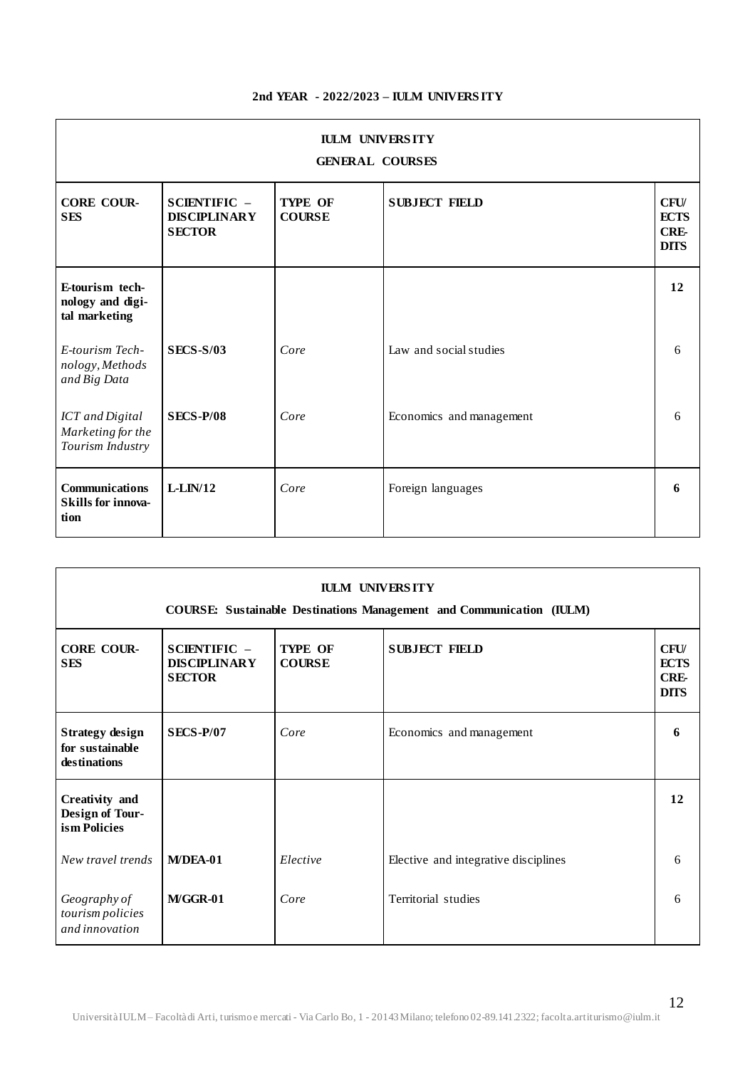**2nd YEAR - 2022/2023 – IULM UNIVERSITY**

| IULM UNIVERSITY<br>GENERAL COURSES | | | | |
|---|---|---|---|---|
| **CORE COURSES** | **SCIENTIFIC – DISCIPLINARY SECTOR** | **TYPE OF COURSE** | **SUBJECT FIELD** | **CFU/ ECTS CREDITS** |
| **E-tourism technology and digital marketing** | | | | **12** |
| *E-tourism Technology, Methods and Big Data* | **SECS-S/03** | *Core* | Law and social studies | 6 |
| *ICT and Digital Marketing for the Tourism Industry* | **SECS-P/08** | *Core* | Economics and management | 6 |
| **Communications Skills for innovation** | **L-LIN/12** | *Core* | Foreign languages | **6** |

| IULM UNIVERSITY<br>COURSE: Sustainable Destinations Management and Communication (IULM) | | | | |
|---|---|---|---|---|
| **CORE COURSES** | **SCIENTIFIC – DISCIPLINARY SECTOR** | **TYPE OF COURSE** | **SUBJECT FIELD** | **CFU/ ECTS CREDITS** |
| **Strategy design for sustainable destinations** | **SECS-P/07** | *Core* | Economics and management | **6** |
| **Creativity and Design of Tourism Policies** | | | | **12** |
| *New travel trends* | **M/DEA-01** | *Elective* | Elective and integrative disciplines | 6 |
| *Geography of tourism policies and innovation* | **M/GGR-01** | *Core* | Territorial studies | 6 |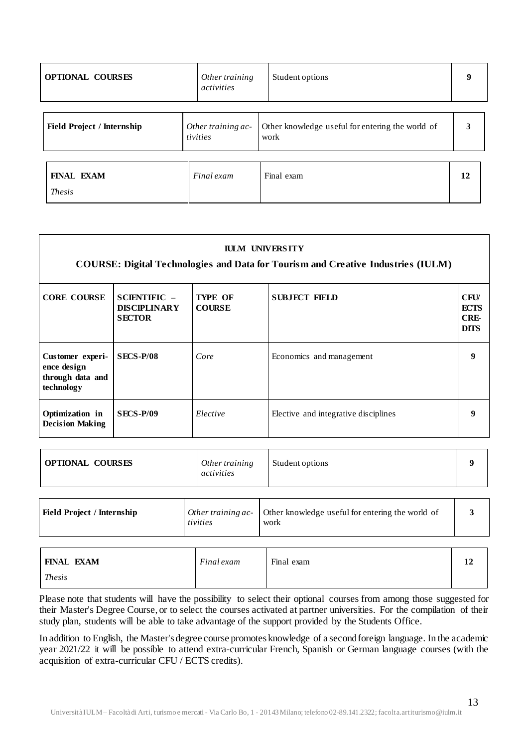| OPTIONAL COURSES | *Other training activities* | Student options | 9 |
|---|---|---|---|

| Field Project / Internship | *Other training activities* | Other knowledge useful for entering the world of work | 3 |
|---|---|---|---|

| FINAL EXAM *Thesis* | *Final exam* | Final exam | 12 |
|---|---|---|---|

**IULM UNIVERSITY**

**COURSE: Digital Technologies and Data for Tourism and Creative Industries (IULM)**

| CORE COURSE | SCIENTIFIC – DISCIPLINARY SECTOR | TYPE OF COURSE | SUBJECT FIELD | CFU/ ECTS CREDITS |
|---|---|---|---|---|
| **Customer experience design through data and technology** | **SECS-P/08** | *Core* | Economics and management | **9** |
| **Optimization in Decision Making** | **SECS-P/09** | *Elective* | Elective and integrative disciplines | **9** |

| OPTIONAL COURSES | *Other training activities* | Student options | 9 |
|---|---|---|---|

| Field Project / Internship | *Other training activities* | Other knowledge useful for entering the world of work | 3 |
|---|---|---|---|

| FINAL EXAM *Thesis* | *Final exam* | Final exam | 12 |
|---|---|---|---|

Please note that students will have the possibility to select their optional courses from among those suggested for their Master's Degree Course, or to select the courses activated at partner universities. For the compilation of their study plan, students will be able to take advantage of the support provided by the Students Office.

In addition to English, the Master's degree course promotes knowledge of a second foreign language. In the academic year 2021/22 it will be possible to attend extra-curricular French, Spanish or German language courses (with the acquisition of extra-curricular CFU / ECTS credits).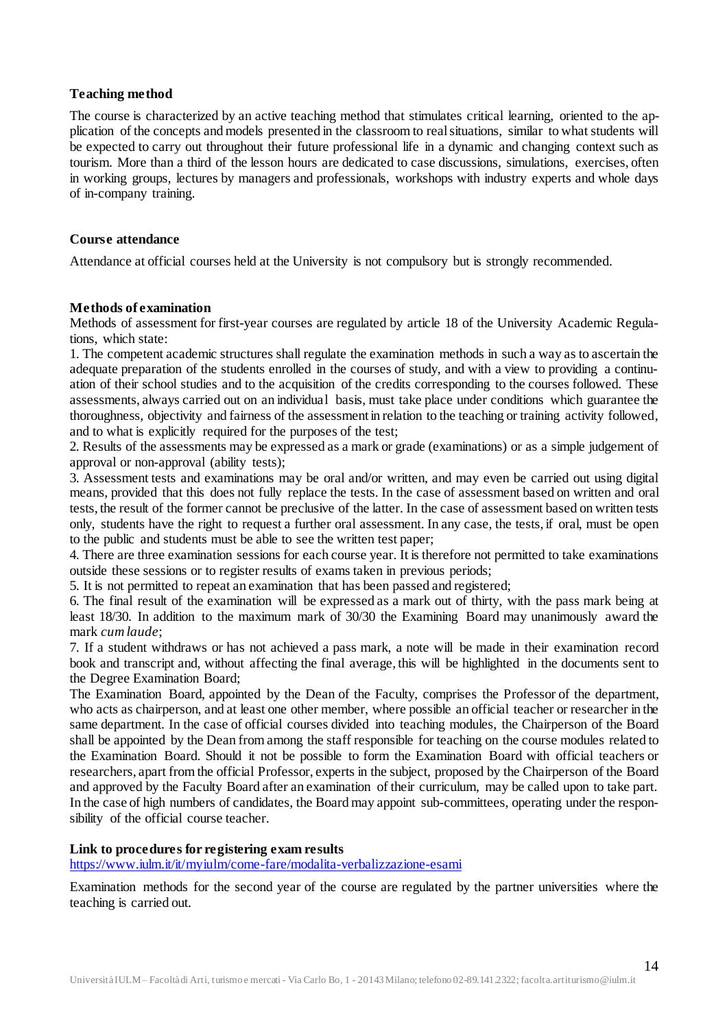**Teaching method**

The course is characterized by an active teaching method that stimulates critical learning, oriented to the application of the concepts and models presented in the classroom to real situations, similar to what students will be expected to carry out throughout their future professional life in a dynamic and changing context such as tourism. More than a third of the lesson hours are dedicated to case discussions, simulations, exercises, often in working groups, lectures by managers and professionals, workshops with industry experts and whole days of in-company training.

**Course attendance**

Attendance at official courses held at the University is not compulsory but is strongly recommended.

**Methods of examination**

Methods of assessment for first-year courses are regulated by article 18 of the University Academic Regulations, which state:

1. The competent academic structures shall regulate the examination methods in such a way as to ascertain the adequate preparation of the students enrolled in the courses of study, and with a view to providing a continuation of their school studies and to the acquisition of the credits corresponding to the courses followed. These assessments, always carried out on an individual basis, must take place under conditions which guarantee the thoroughness, objectivity and fairness of the assessment in relation to the teaching or training activity followed, and to what is explicitly required for the purposes of the test;
2. Results of the assessments may be expressed as a mark or grade (examinations) or as a simple judgement of approval or non-approval (ability tests);
3. Assessment tests and examinations may be oral and/or written, and may even be carried out using digital means, provided that this does not fully replace the tests. In the case of assessment based on written and oral tests, the result of the former cannot be preclusive of the latter. In the case of assessment based on written tests only, students have the right to request a further oral assessment. In any case, the tests, if oral, must be open to the public and students must be able to see the written test paper;
4. There are three examination sessions for each course year. It is therefore not permitted to take examinations outside these sessions or to register results of exams taken in previous periods;
5. It is not permitted to repeat an examination that has been passed and registered;
6. The final result of the examination will be expressed as a mark out of thirty, with the pass mark being at least 18/30. In addition to the maximum mark of 30/30 the Examining Board may unanimously award the mark *cum laude*;
7. If a student withdraws or has not achieved a pass mark, a note will be made in their examination record book and transcript and, without affecting the final average, this will be highlighted in the documents sent to the Degree Examination Board;

The Examination Board, appointed by the Dean of the Faculty, comprises the Professor of the department, who acts as chairperson, and at least one other member, where possible an official teacher or researcher in the same department. In the case of official courses divided into teaching modules, the Chairperson of the Board shall be appointed by the Dean from among the staff responsible for teaching on the course modules related to the Examination Board. Should it not be possible to form the Examination Board with official teachers or researchers, apart from the official Professor, experts in the subject, proposed by the Chairperson of the Board and approved by the Faculty Board after an examination of their curriculum, may be called upon to take part. In the case of high numbers of candidates, the Board may appoint sub-committees, operating under the responsibility of the official course teacher.

**Link to procedures for registering exam results**

https://www.iulm.it/it/myiulm/come-fare/modalita-verbalizzazione-esami

Examination methods for the second year of the course are regulated by the partner universities where the teaching is carried out.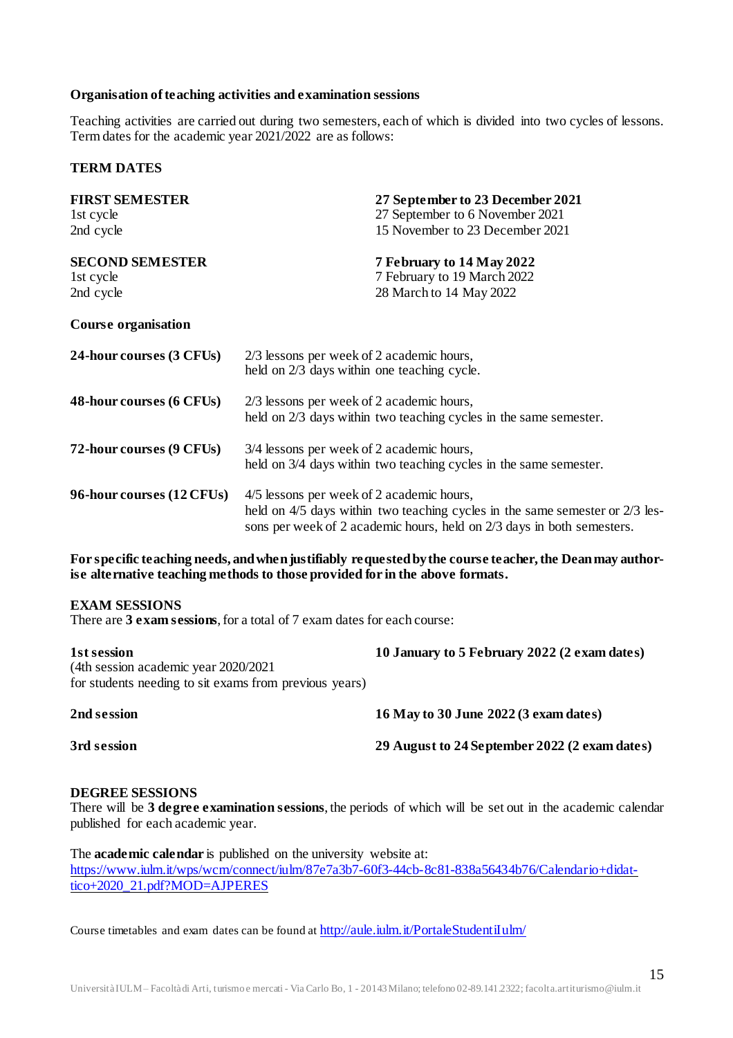**Organisation of teaching activities and examination sessions**

Teaching activities are carried out during two semesters, each of which is divided into two cycles of lessons. Term dates for the academic year 2021/2022 are as follows:

**TERM DATES**

| | |
|---|---|
| **FIRST SEMESTER** | **27 September to 23 December 2021** |
| 1st cycle | 27 September to 6 November 2021 |
| 2nd cycle | 15 November to 23 December 2021 |
| **SECOND SEMESTER** | **7 February to 14 May 2022** |
| 1st cycle | 7 February to 19 March 2022 |
| 2nd cycle | 28 March to 14 May 2022 |

**Course organisation**

| | |
|---|---|
| **24-hour courses (3 CFUs)** | 2/3 lessons per week of 2 academic hours, held on 2/3 days within one teaching cycle. |
| **48-hour courses (6 CFUs)** | 2/3 lessons per week of 2 academic hours, held on 2/3 days within two teaching cycles in the same semester. |
| **72-hour courses (9 CFUs)** | 3/4 lessons per week of 2 academic hours, held on 3/4 days within two teaching cycles in the same semester. |
| **96-hour courses (12 CFUs)** | 4/5 lessons per week of 2 academic hours, held on 4/5 days within two teaching cycles in the same semester or 2/3 lessons per week of 2 academic hours, held on 2/3 days in both semesters. |

**For specific teaching needs, and when justifiably requested by the course teacher, the Dean may authorise alternative teaching methods to those provided for in the above formats.**

**EXAM SESSIONS**

There are **3 exam sessions**, for a total of 7 exam dates for each course:

| | |
|---|---|
| **1st session** (4th session academic year 2020/2021 for students needing to sit exams from previous years) | **10 January to 5 February 2022 (2 exam dates)** |
| **2nd session** | **16 May to 30 June 2022 (3 exam dates)** |
| **3rd session** | **29 August to 24 September 2022 (2 exam dates)** |

**DEGREE SESSIONS**

There will be **3 degree examination sessions**, the periods of which will be set out in the academic calendar published for each academic year.

The **academic calendar** is published on the university website at:
https://www.iulm.it/wps/wcm/connect/iulm/87e7a3b7-60f3-44cb-8c81-838a56434b76/Calendario+didattico+2020_21.pdf?MOD=AJPERES

Course timetables and exam dates can be found at http://aule.iulm.it/PortaleStudentiIulm/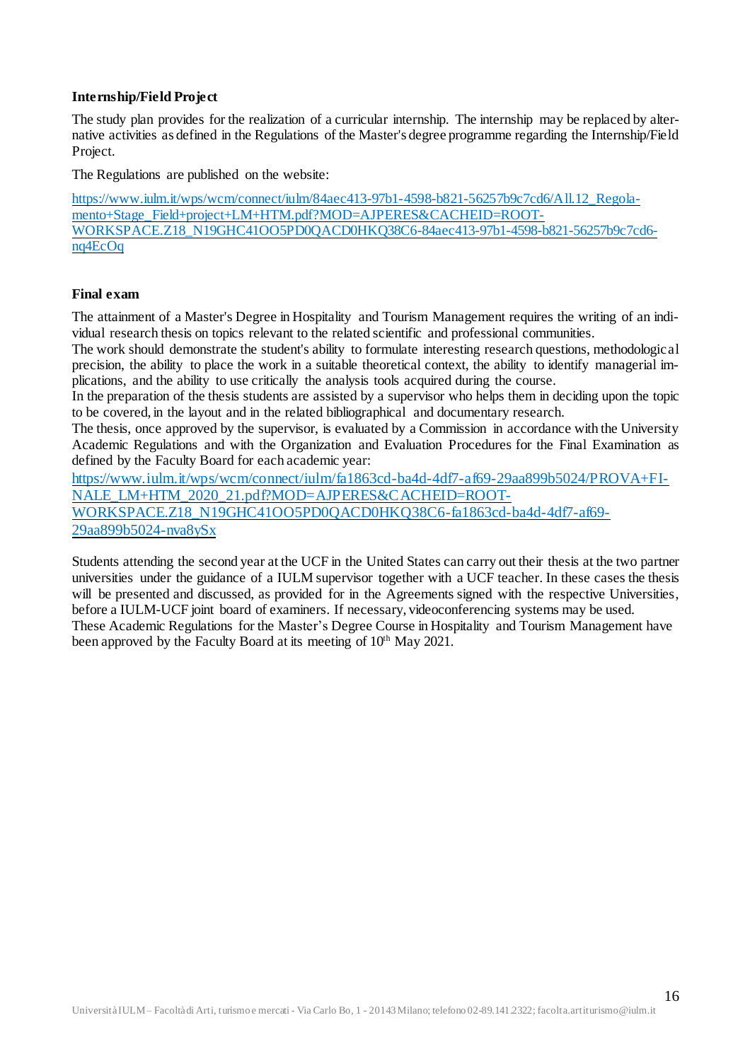### Internship/Field Project

The study plan provides for the realization of a curricular internship. The internship may be replaced by alternative activities as defined in the Regulations of the Master's degree programme regarding the Internship/Field Project.

The Regulations are published on the website:

https://www.iulm.it/wps/wcm/connect/iulm/84aec413-97b1-4598-b821-56257b9c7cd6/All.12_Regolamento+Stage_Field+project+LM+HTM.pdf?MOD=AJPERES&CACHEID=ROOT-WORKSPACE.Z18_N19GHC41OO5PD0QACD0HKQ38C6-84aec413-97b1-4598-b821-56257b9c7cd6-nq4EcOq

### Final exam

The attainment of a Master's Degree in Hospitality and Tourism Management requires the writing of an individual research thesis on topics relevant to the related scientific and professional communities.

The work should demonstrate the student's ability to formulate interesting research questions, methodological precision, the ability to place the work in a suitable theoretical context, the ability to identify managerial implications, and the ability to use critically the analysis tools acquired during the course.

In the preparation of the thesis students are assisted by a supervisor who helps them in deciding upon the topic to be covered, in the layout and in the related bibliographical and documentary research.

The thesis, once approved by the supervisor, is evaluated by a Commission in accordance with the University Academic Regulations and with the Organization and Evaluation Procedures for the Final Examination as defined by the Faculty Board for each academic year:

https://www.iulm.it/wps/wcm/connect/iulm/fa1863cd-ba4d-4df7-af69-29aa899b5024/PROVA+FINALE_LM+HTM_2020_21.pdf?MOD=AJPERES&CACHEID=ROOT-WORKSPACE.Z18_N19GHC41OO5PD0QACD0HKQ38C6-fa1863cd-ba4d-4df7-af69-29aa899b5024-nva8ySx

Students attending the second year at the UCF in the United States can carry out their thesis at the two partner universities under the guidance of a IULM supervisor together with a UCF teacher. In these cases the thesis will be presented and discussed, as provided for in the Agreements signed with the respective Universities, before a IULM-UCF joint board of examiners. If necessary, videoconferencing systems may be used.

These Academic Regulations for the Master's Degree Course in Hospitality and Tourism Management have been approved by the Faculty Board at its meeting of 10th May 2021.